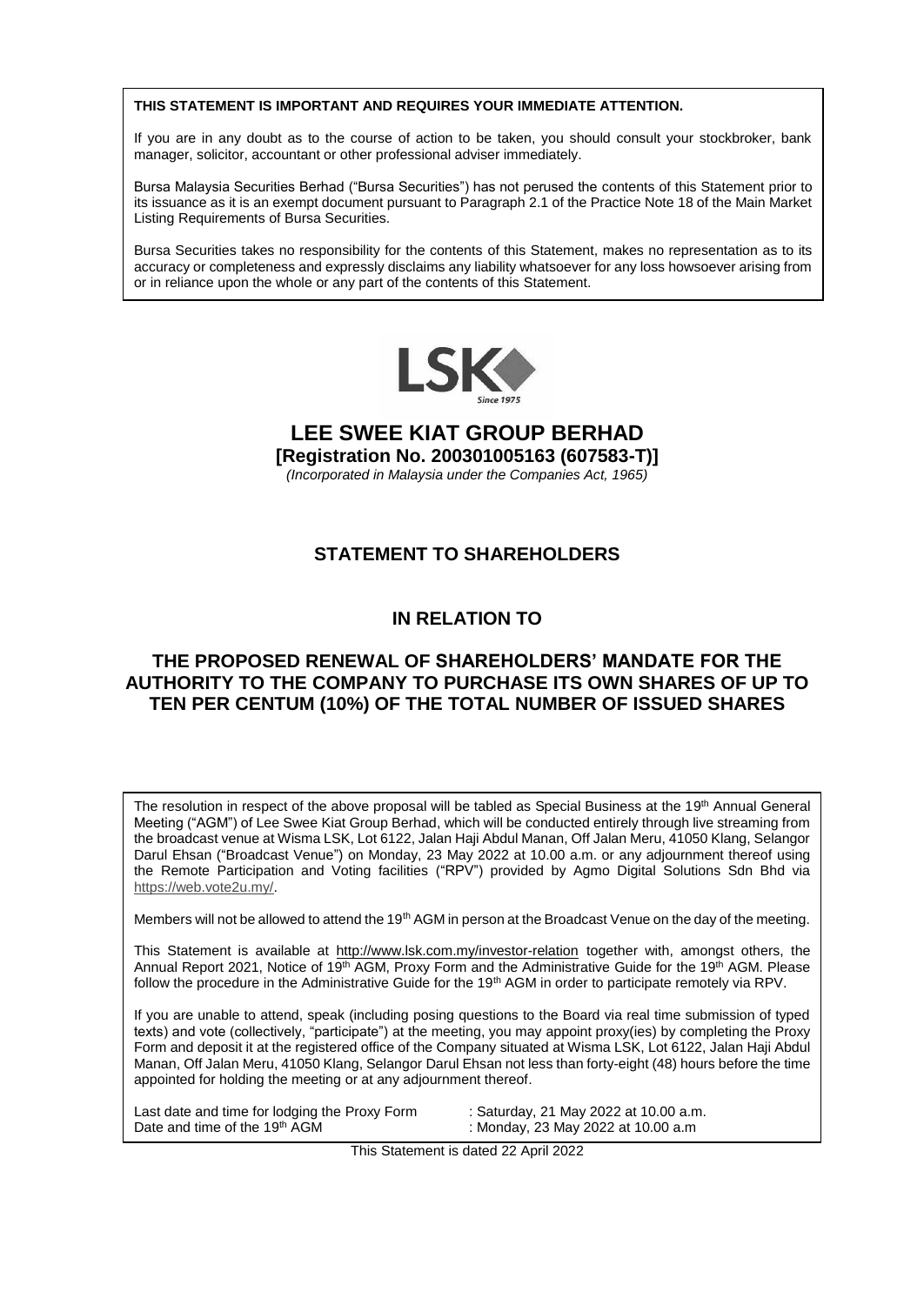**THIS STATEMENT IS IMPORTANT AND REQUIRES YOUR IMMEDIATE ATTENTION.**

If you are in any doubt as to the course of action to be taken, you should consult your stockbroker, bank manager, solicitor, accountant or other professional adviser immediately.

Bursa Malaysia Securities Berhad ("Bursa Securities") has not perused the contents of this Statement prior to its issuance as it is an exempt document pursuant to Paragraph 2.1 of the Practice Note 18 of the Main Market Listing Requirements of Bursa Securities.

Bursa Securities takes no responsibility for the contents of this Statement, makes no representation as to its accuracy or completeness and expressly disclaims any liability whatsoever for any loss howsoever arising from or in reliance upon the whole or any part of the contents of this Statement.

LSK
Since 1975

# LEE SWEE KIAT GROUP BERHAD

**[Registration No. 200301005163 (607583-T)]**

*(Incorporated in Malaysia under the Companies Act, 1965)*

## STATEMENT TO SHAREHOLDERS

## IN RELATION TO

## THE PROPOSED RENEWAL OF SHAREHOLDERS' MANDATE FOR THE AUTHORITY TO THE COMPANY TO PURCHASE ITS OWN SHARES OF UP TO TEN PER CENTUM (10%) OF THE TOTAL NUMBER OF ISSUED SHARES

The resolution in respect of the above proposal will be tabled as Special Business at the 19th Annual General Meeting ("AGM") of Lee Swee Kiat Group Berhad, which will be conducted entirely through live streaming from the broadcast venue at Wisma LSK, Lot 6122, Jalan Haji Abdul Manan, Off Jalan Meru, 41050 Klang, Selangor Darul Ehsan ("Broadcast Venue") on Monday, 23 May 2022 at 10.00 a.m. or any adjournment thereof using the Remote Participation and Voting facilities ("RPV") provided by Agmo Digital Solutions Sdn Bhd via https://web.vote2u.my/.

Members will not be allowed to attend the 19th AGM in person at the Broadcast Venue on the day of the meeting.

This Statement is available at http://www.lsk.com.my/investor-relation together with, amongst others, the Annual Report 2021, Notice of 19th AGM, Proxy Form and the Administrative Guide for the 19th AGM. Please follow the procedure in the Administrative Guide for the 19th AGM in order to participate remotely via RPV.

If you are unable to attend, speak (including posing questions to the Board via real time submission of typed texts) and vote (collectively, "participate") at the meeting, you may appoint proxy(ies) by completing the Proxy Form and deposit it at the registered office of the Company situated at Wisma LSK, Lot 6122, Jalan Haji Abdul Manan, Off Jalan Meru, 41050 Klang, Selangor Darul Ehsan not less than forty-eight (48) hours before the time appointed for holding the meeting or at any adjournment thereof.

| | |
|---|---|
| Last date and time for lodging the Proxy Form | : Saturday, 21 May 2022 at 10.00 a.m. |
| Date and time of the 19th AGM | : Monday, 23 May 2022 at 10.00 a.m |

This Statement is dated 22 April 2022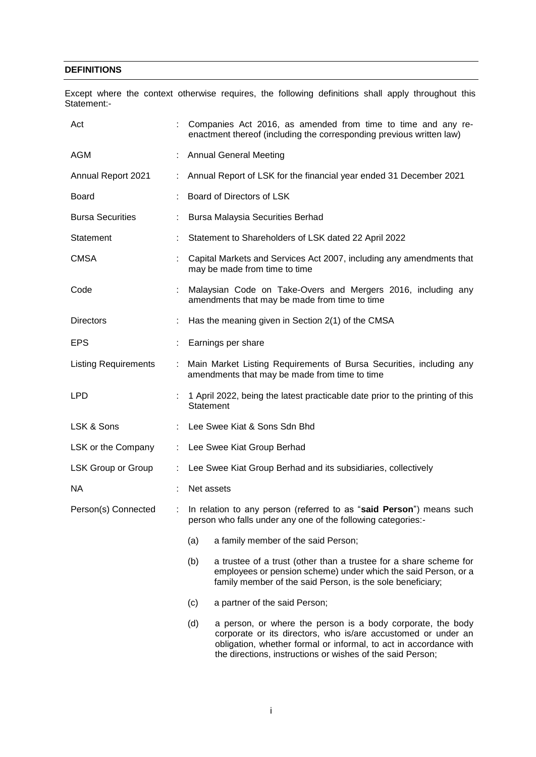## DEFINITIONS

Except where the context otherwise requires, the following definitions shall apply throughout this Statement:-

| | | |
|---|---|---|
| Act | : | Companies Act 2016, as amended from time to time and any re-enactment thereof (including the corresponding previous written law) |
| AGM | : | Annual General Meeting |
| Annual Report 2021 | : | Annual Report of LSK for the financial year ended 31 December 2021 |
| Board | : | Board of Directors of LSK |
| Bursa Securities | : | Bursa Malaysia Securities Berhad |
| Statement | : | Statement to Shareholders of LSK dated 22 April 2022 |
| CMSA | : | Capital Markets and Services Act 2007, including any amendments that may be made from time to time |
| Code | : | Malaysian Code on Take-Overs and Mergers 2016, including any amendments that may be made from time to time |
| Directors | : | Has the meaning given in Section 2(1) of the CMSA |
| EPS | : | Earnings per share |
| Listing Requirements | : | Main Market Listing Requirements of Bursa Securities, including any amendments that may be made from time to time |
| LPD | : | 1 April 2022, being the latest practicable date prior to the printing of this Statement |
| LSK & Sons | : | Lee Swee Kiat & Sons Sdn Bhd |
| LSK or the Company | : | Lee Swee Kiat Group Berhad |
| LSK Group or Group | : | Lee Swee Kiat Group Berhad and its subsidiaries, collectively |
| NA | : | Net assets |
| Person(s) Connected | : | In relation to any person (referred to as "**said Person**") means such person who falls under any one of the following categories:-<br>(a) a family member of the said Person;<br>(b) a trustee of a trust (other than a trustee for a share scheme for employees or pension scheme) under which the said Person, or a family member of the said Person, is the sole beneficiary;<br>(c) a partner of the said Person;<br>(d) a person, or where the person is a body corporate, the body corporate or its directors, who is/are accustomed or under an obligation, whether formal or informal, to act in accordance with the directions, instructions or wishes of the said Person; |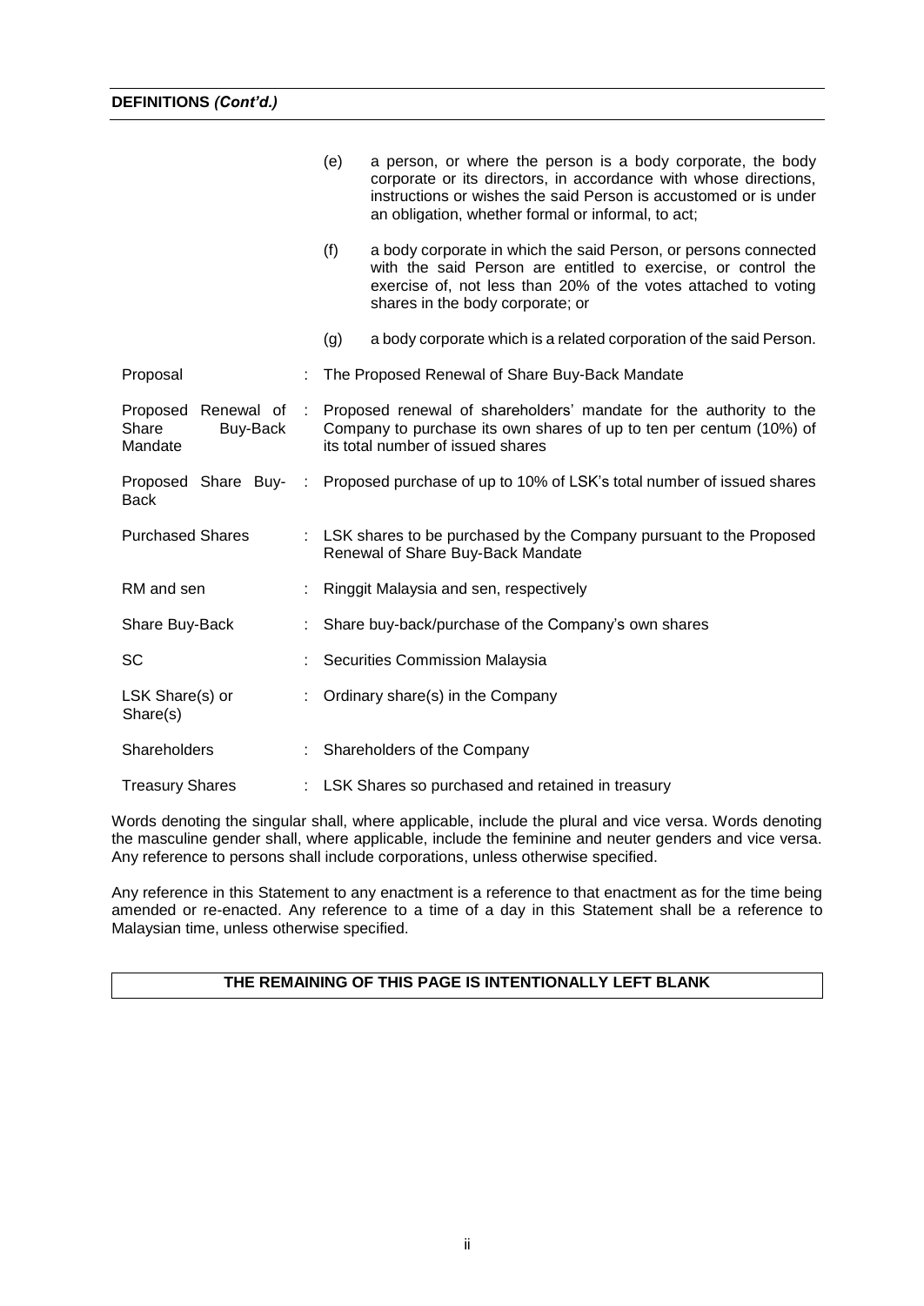**DEFINITIONS *(Cont'd.)***

| | | |
|---|---|---|
| | | (e) a person, or where the person is a body corporate, the body corporate or its directors, in accordance with whose directions, instructions or wishes the said Person is accustomed or is under an obligation, whether formal or informal, to act; |
| | | (f) a body corporate in which the said Person, or persons connected with the said Person are entitled to exercise, or control the exercise of, not less than 20% of the votes attached to voting shares in the body corporate; or |
| | | (g) a body corporate which is a related corporation of the said Person. |
| Proposal | : | The Proposed Renewal of Share Buy-Back Mandate |
| Proposed Renewal of Share Buy-Back Mandate | : | Proposed renewal of shareholders' mandate for the authority to the Company to purchase its own shares of up to ten per centum (10%) of its total number of issued shares |
| Proposed Share Buy-Back | : | Proposed purchase of up to 10% of LSK's total number of issued shares |
| Purchased Shares | : | LSK shares to be purchased by the Company pursuant to the Proposed Renewal of Share Buy-Back Mandate |
| RM and sen | : | Ringgit Malaysia and sen, respectively |
| Share Buy-Back | : | Share buy-back/purchase of the Company's own shares |
| SC | : | Securities Commission Malaysia |
| LSK Share(s) or Share(s) | : | Ordinary share(s) in the Company |
| Shareholders | : | Shareholders of the Company |
| Treasury Shares | : | LSK Shares so purchased and retained in treasury |

Words denoting the singular shall, where applicable, include the plural and vice versa. Words denoting the masculine gender shall, where applicable, include the feminine and neuter genders and vice versa. Any reference to persons shall include corporations, unless otherwise specified.

Any reference in this Statement to any enactment is a reference to that enactment as for the time being amended or re-enacted. Any reference to a time of a day in this Statement shall be a reference to Malaysian time, unless otherwise specified.

**THE REMAINING OF THIS PAGE IS INTENTIONALLY LEFT BLANK**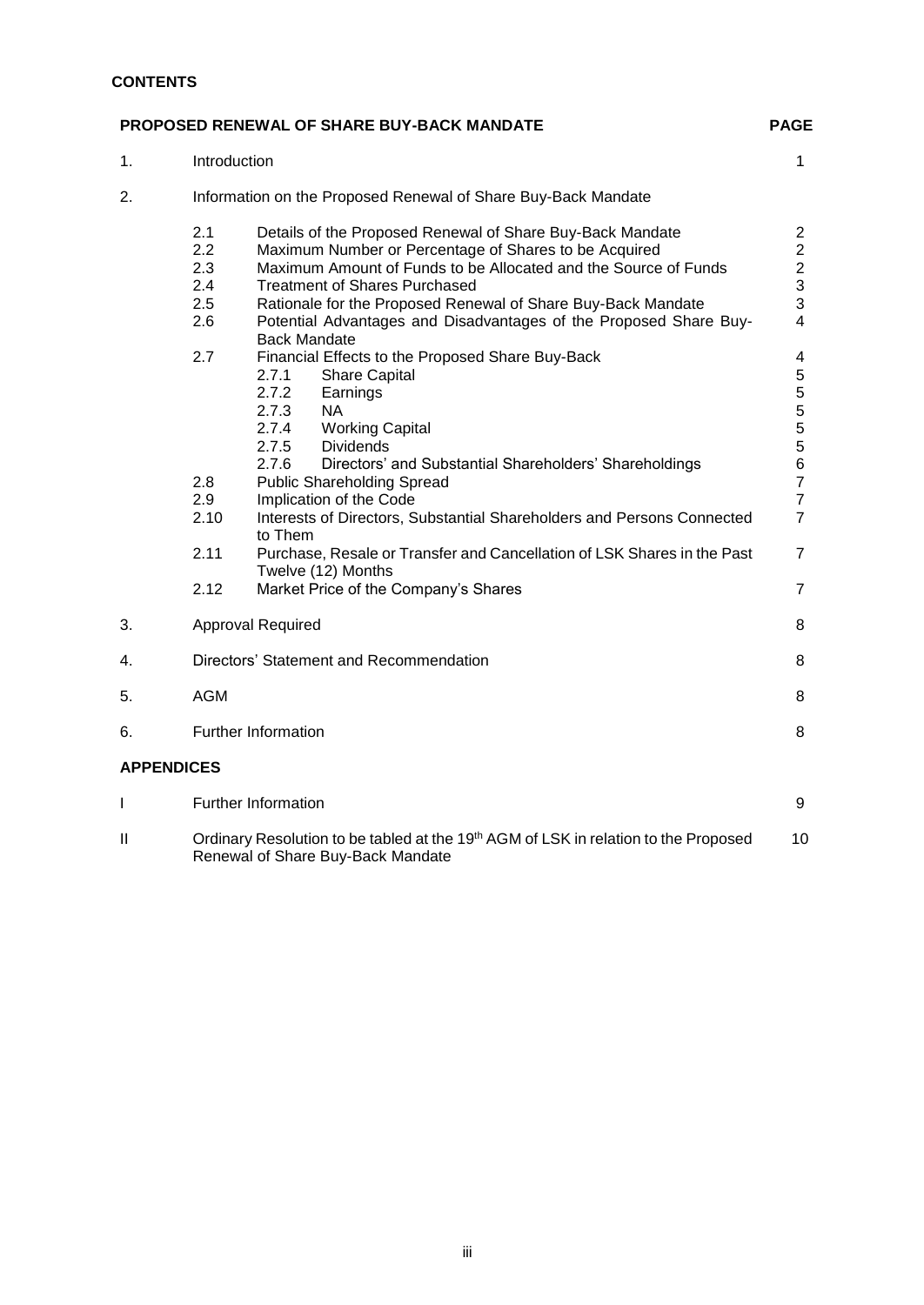**CONTENTS**

| **PROPOSED RENEWAL OF SHARE BUY-BACK MANDATE** | | | **PAGE** |
|---|---|---|---|
| 1. | Introduction | | 1 |
| 2. | Information on the Proposed Renewal of Share Buy-Back Mandate | | |
| | 2.1 | Details of the Proposed Renewal of Share Buy-Back Mandate | 2 |
| | 2.2 | Maximum Number or Percentage of Shares to be Acquired | 2 |
| | 2.3 | Maximum Amount of Funds to be Allocated and the Source of Funds | 2 |
| | 2.4 | Treatment of Shares Purchased | 3 |
| | 2.5 | Rationale for the Proposed Renewal of Share Buy-Back Mandate | 3 |
| | 2.6 | Potential Advantages and Disadvantages of the Proposed Share Buy-Back Mandate | 4 |
| | 2.7 | Financial Effects to the Proposed Share Buy-Back | 4 |
| | | 2.7.1 Share Capital | 5 |
| | | 2.7.2 Earnings | 5 |
| | | 2.7.3 NA | 5 |
| | | 2.7.4 Working Capital | 5 |
| | | 2.7.5 Dividends | 5 |
| | | 2.7.6 Directors' and Substantial Shareholders' Shareholdings | 6 |
| | 2.8 | Public Shareholding Spread | 7 |
| | 2.9 | Implication of the Code | 7 |
| | 2.10 | Interests of Directors, Substantial Shareholders and Persons Connected to Them | 7 |
| | 2.11 | Purchase, Resale or Transfer and Cancellation of LSK Shares in the Past Twelve (12) Months | 7 |
| | 2.12 | Market Price of the Company's Shares | 7 |
| 3. | Approval Required | | 8 |
| 4. | Directors' Statement and Recommendation | | 8 |
| 5. | AGM | | 8 |
| 6. | Further Information | | 8 |

**APPENDICES**

| | | |
|---|---|---|
| I | Further Information | 9 |
| II | Ordinary Resolution to be tabled at the 19th AGM of LSK in relation to the Proposed Renewal of Share Buy-Back Mandate | 10 |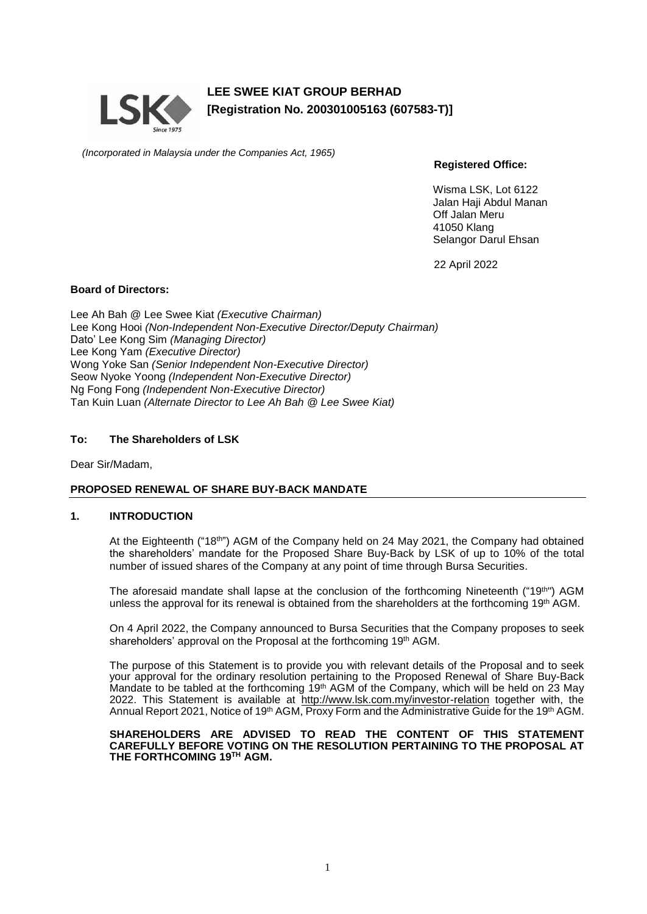# LEE SWEE KIAT GROUP BERHAD
**[Registration No. 200301005163 (607583-T)]**

*(Incorporated in Malaysia under the Companies Act, 1965)*

**Registered Office:**

Wisma LSK, Lot 6122
Jalan Haji Abdul Manan
Off Jalan Meru
41050 Klang
Selangor Darul Ehsan

22 April 2022

**Board of Directors:**

Lee Ah Bah @ Lee Swee Kiat *(Executive Chairman)*
Lee Kong Hooi *(Non-Independent Non-Executive Director/Deputy Chairman)*
Dato' Lee Kong Sim *(Managing Director)*
Lee Kong Yam *(Executive Director)*
Wong Yoke San *(Senior Independent Non-Executive Director)*
Seow Nyoke Yoong *(Independent Non-Executive Director)*
Ng Fong Fong *(Independent Non-Executive Director)*
Tan Kuin Luan *(Alternate Director to Lee Ah Bah @ Lee Swee Kiat)*

**To: The Shareholders of LSK**

Dear Sir/Madam,

**PROPOSED RENEWAL OF SHARE BUY-BACK MANDATE**

## 1. INTRODUCTION

At the Eighteenth ("18th") AGM of the Company held on 24 May 2021, the Company had obtained the shareholders' mandate for the Proposed Share Buy-Back by LSK of up to 10% of the total number of issued shares of the Company at any point of time through Bursa Securities.

The aforesaid mandate shall lapse at the conclusion of the forthcoming Nineteenth ("19th") AGM unless the approval for its renewal is obtained from the shareholders at the forthcoming 19th AGM.

On 4 April 2022, the Company announced to Bursa Securities that the Company proposes to seek shareholders' approval on the Proposal at the forthcoming 19th AGM.

The purpose of this Statement is to provide you with relevant details of the Proposal and to seek your approval for the ordinary resolution pertaining to the Proposed Renewal of Share Buy-Back Mandate to be tabled at the forthcoming 19th AGM of the Company, which will be held on 23 May 2022. This Statement is available at http://www.lsk.com.my/investor-relation together with, the Annual Report 2021, Notice of 19th AGM, Proxy Form and the Administrative Guide for the 19th AGM.

**SHAREHOLDERS ARE ADVISED TO READ THE CONTENT OF THIS STATEMENT CAREFULLY BEFORE VOTING ON THE RESOLUTION PERTAINING TO THE PROPOSAL AT THE FORTHCOMING 19TH AGM.**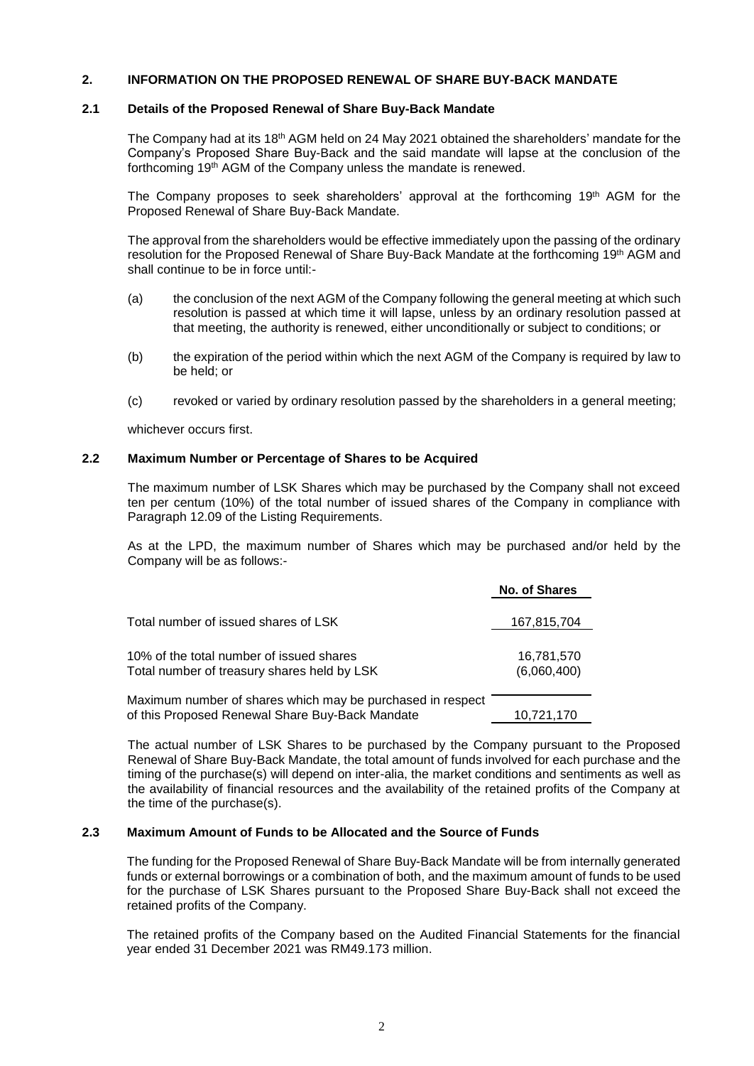## 2. INFORMATION ON THE PROPOSED RENEWAL OF SHARE BUY-BACK MANDATE

### 2.1 Details of the Proposed Renewal of Share Buy-Back Mandate

The Company had at its 18th AGM held on 24 May 2021 obtained the shareholders' mandate for the Company's Proposed Share Buy-Back and the said mandate will lapse at the conclusion of the forthcoming 19th AGM of the Company unless the mandate is renewed.

The Company proposes to seek shareholders' approval at the forthcoming 19th AGM for the Proposed Renewal of Share Buy-Back Mandate.

The approval from the shareholders would be effective immediately upon the passing of the ordinary resolution for the Proposed Renewal of Share Buy-Back Mandate at the forthcoming 19th AGM and shall continue to be in force until:-

(a) the conclusion of the next AGM of the Company following the general meeting at which such resolution is passed at which time it will lapse, unless by an ordinary resolution passed at that meeting, the authority is renewed, either unconditionally or subject to conditions; or

(b) the expiration of the period within which the next AGM of the Company is required by law to be held; or

(c) revoked or varied by ordinary resolution passed by the shareholders in a general meeting;

whichever occurs first.

### 2.2 Maximum Number or Percentage of Shares to be Acquired

The maximum number of LSK Shares which may be purchased by the Company shall not exceed ten per centum (10%) of the total number of issued shares of the Company in compliance with Paragraph 12.09 of the Listing Requirements.

As at the LPD, the maximum number of Shares which may be purchased and/or held by the Company will be as follows:-

| | No. of Shares |
|---|---|
| Total number of issued shares of LSK | 167,815,704 |
| 10% of the total number of issued shares | 16,781,570 |
| Total number of treasury shares held by LSK | (6,060,400) |
| Maximum number of shares which may be purchased in respect of this Proposed Renewal Share Buy-Back Mandate | 10,721,170 |

The actual number of LSK Shares to be purchased by the Company pursuant to the Proposed Renewal of Share Buy-Back Mandate, the total amount of funds involved for each purchase and the timing of the purchase(s) will depend on inter-alia, the market conditions and sentiments as well as the availability of financial resources and the availability of the retained profits of the Company at the time of the purchase(s).

### 2.3 Maximum Amount of Funds to be Allocated and the Source of Funds

The funding for the Proposed Renewal of Share Buy-Back Mandate will be from internally generated funds or external borrowings or a combination of both, and the maximum amount of funds to be used for the purchase of LSK Shares pursuant to the Proposed Share Buy-Back shall not exceed the retained profits of the Company.

The retained profits of the Company based on the Audited Financial Statements for the financial year ended 31 December 2021 was RM49.173 million.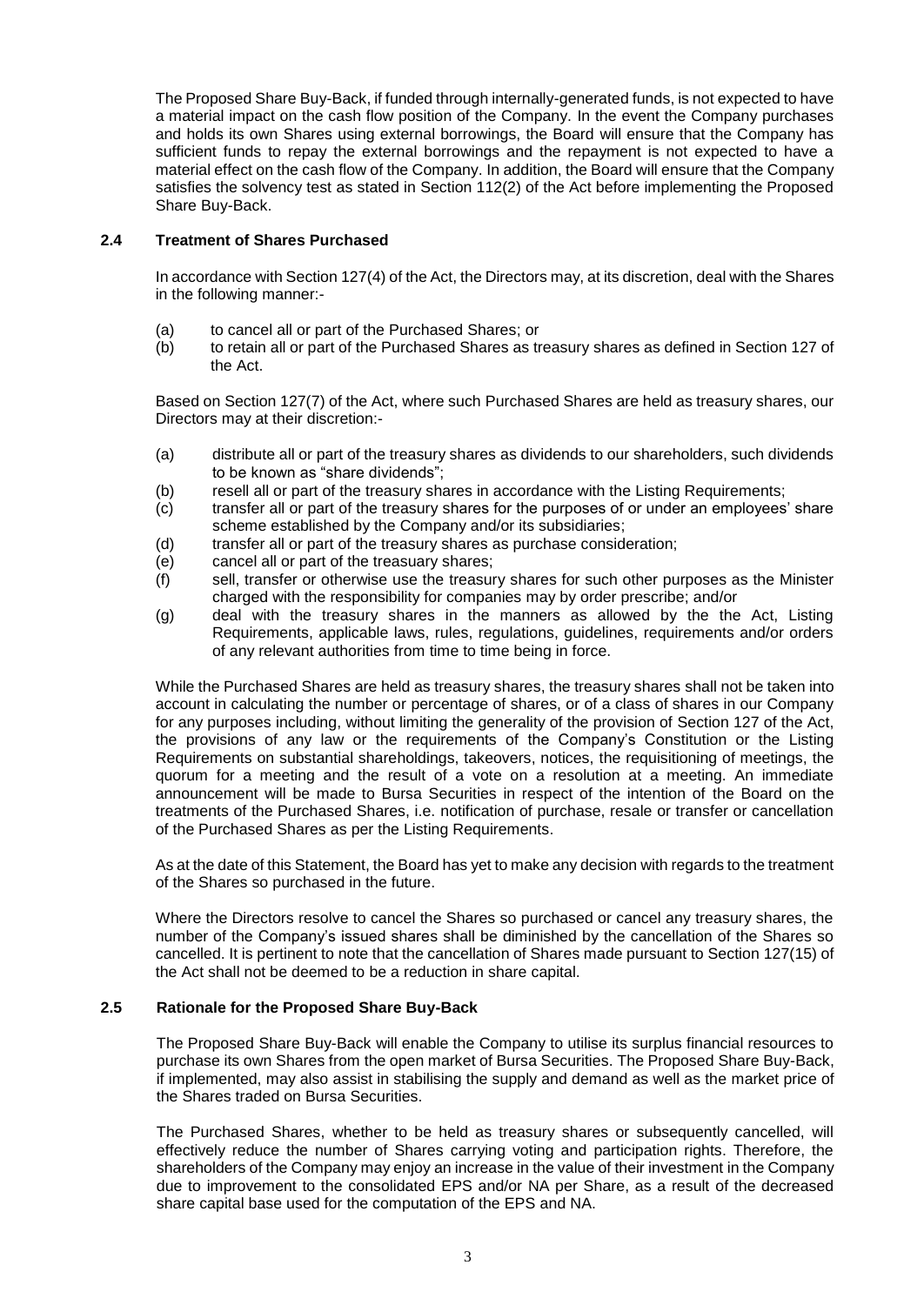The Proposed Share Buy-Back, if funded through internally-generated funds, is not expected to have a material impact on the cash flow position of the Company. In the event the Company purchases and holds its own Shares using external borrowings, the Board will ensure that the Company has sufficient funds to repay the external borrowings and the repayment is not expected to have a material effect on the cash flow of the Company. In addition, the Board will ensure that the Company satisfies the solvency test as stated in Section 112(2) of the Act before implementing the Proposed Share Buy-Back.

### 2.4 Treatment of Shares Purchased

In accordance with Section 127(4) of the Act, the Directors may, at its discretion, deal with the Shares in the following manner:-

(a) to cancel all or part of the Purchased Shares; or
(b) to retain all or part of the Purchased Shares as treasury shares as defined in Section 127 of the Act.

Based on Section 127(7) of the Act, where such Purchased Shares are held as treasury shares, our Directors may at their discretion:-

(a) distribute all or part of the treasury shares as dividends to our shareholders, such dividends to be known as "share dividends";
(b) resell all or part of the treasury shares in accordance with the Listing Requirements;
(c) transfer all or part of the treasury shares for the purposes of or under an employees' share scheme established by the Company and/or its subsidiaries;
(d) transfer all or part of the treasury shares as purchase consideration;
(e) cancel all or part of the treasuary shares;
(f) sell, transfer or otherwise use the treasury shares for such other purposes as the Minister charged with the responsibility for companies may by order prescribe; and/or
(g) deal with the treasury shares in the manners as allowed by the the Act, Listing Requirements, applicable laws, rules, regulations, guidelines, requirements and/or orders of any relevant authorities from time to time being in force.

While the Purchased Shares are held as treasury shares, the treasury shares shall not be taken into account in calculating the number or percentage of shares, or of a class of shares in our Company for any purposes including, without limiting the generality of the provision of Section 127 of the Act, the provisions of any law or the requirements of the Company's Constitution or the Listing Requirements on substantial shareholdings, takeovers, notices, the requisitioning of meetings, the quorum for a meeting and the result of a vote on a resolution at a meeting. An immediate announcement will be made to Bursa Securities in respect of the intention of the Board on the treatments of the Purchased Shares, i.e. notification of purchase, resale or transfer or cancellation of the Purchased Shares as per the Listing Requirements.

As at the date of this Statement, the Board has yet to make any decision with regards to the treatment of the Shares so purchased in the future.

Where the Directors resolve to cancel the Shares so purchased or cancel any treasury shares, the number of the Company's issued shares shall be diminished by the cancellation of the Shares so cancelled. It is pertinent to note that the cancellation of Shares made pursuant to Section 127(15) of the Act shall not be deemed to be a reduction in share capital.

### 2.5 Rationale for the Proposed Share Buy-Back

The Proposed Share Buy-Back will enable the Company to utilise its surplus financial resources to purchase its own Shares from the open market of Bursa Securities. The Proposed Share Buy-Back, if implemented, may also assist in stabilising the supply and demand as well as the market price of the Shares traded on Bursa Securities.

The Purchased Shares, whether to be held as treasury shares or subsequently cancelled, will effectively reduce the number of Shares carrying voting and participation rights. Therefore, the shareholders of the Company may enjoy an increase in the value of their investment in the Company due to improvement to the consolidated EPS and/or NA per Share, as a result of the decreased share capital base used for the computation of the EPS and NA.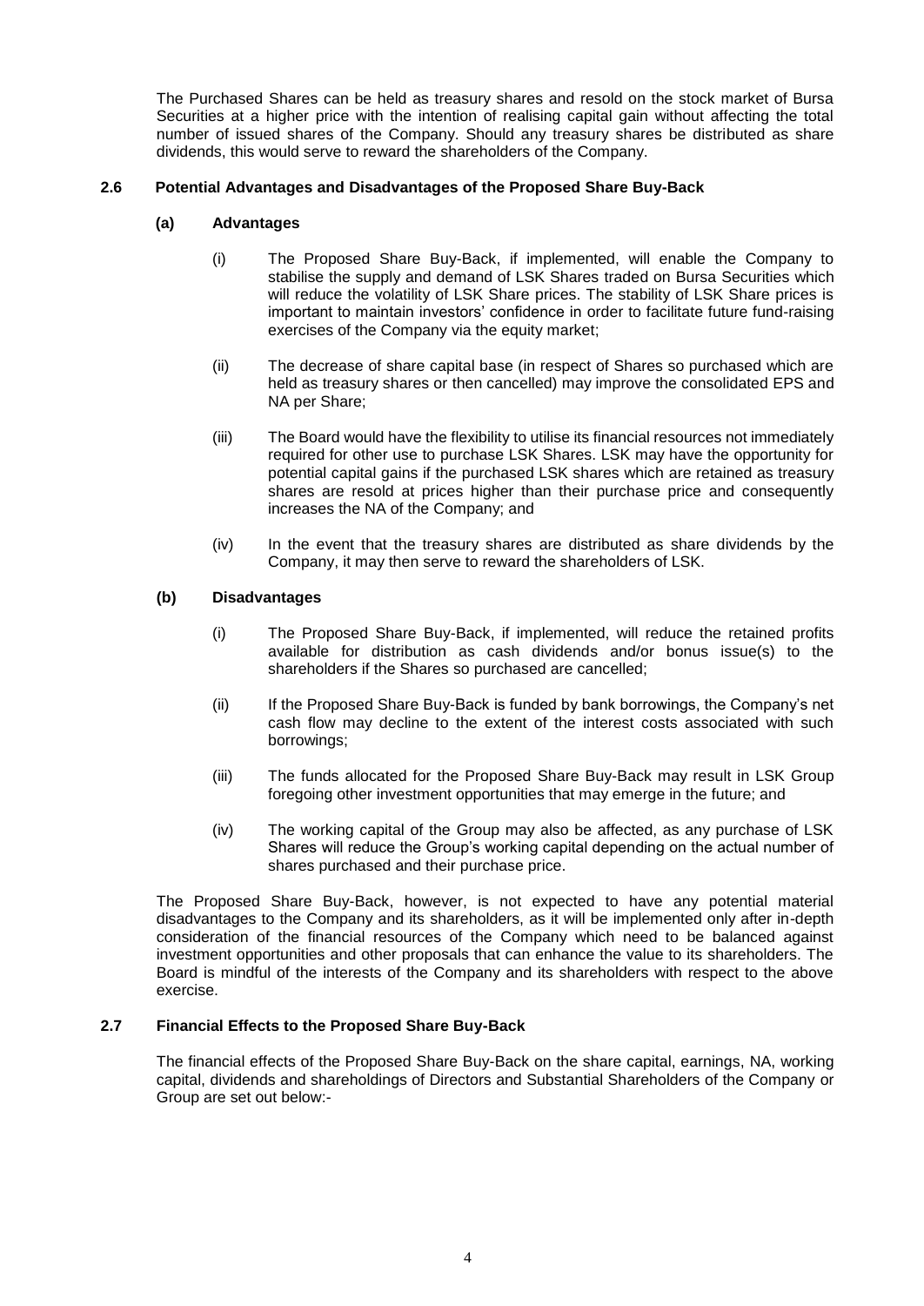The Purchased Shares can be held as treasury shares and resold on the stock market of Bursa Securities at a higher price with the intention of realising capital gain without affecting the total number of issued shares of the Company. Should any treasury shares be distributed as share dividends, this would serve to reward the shareholders of the Company.

### 2.6 Potential Advantages and Disadvantages of the Proposed Share Buy-Back

#### (a) Advantages

(i) The Proposed Share Buy-Back, if implemented, will enable the Company to stabilise the supply and demand of LSK Shares traded on Bursa Securities which will reduce the volatility of LSK Share prices. The stability of LSK Share prices is important to maintain investors' confidence in order to facilitate future fund-raising exercises of the Company via the equity market;

(ii) The decrease of share capital base (in respect of Shares so purchased which are held as treasury shares or then cancelled) may improve the consolidated EPS and NA per Share;

(iii) The Board would have the flexibility to utilise its financial resources not immediately required for other use to purchase LSK Shares. LSK may have the opportunity for potential capital gains if the purchased LSK shares which are retained as treasury shares are resold at prices higher than their purchase price and consequently increases the NA of the Company; and

(iv) In the event that the treasury shares are distributed as share dividends by the Company, it may then serve to reward the shareholders of LSK.

#### (b) Disadvantages

(i) The Proposed Share Buy-Back, if implemented, will reduce the retained profits available for distribution as cash dividends and/or bonus issue(s) to the shareholders if the Shares so purchased are cancelled;

(ii) If the Proposed Share Buy-Back is funded by bank borrowings, the Company's net cash flow may decline to the extent of the interest costs associated with such borrowings;

(iii) The funds allocated for the Proposed Share Buy-Back may result in LSK Group foregoing other investment opportunities that may emerge in the future; and

(iv) The working capital of the Group may also be affected, as any purchase of LSK Shares will reduce the Group's working capital depending on the actual number of shares purchased and their purchase price.

The Proposed Share Buy-Back, however, is not expected to have any potential material disadvantages to the Company and its shareholders, as it will be implemented only after in-depth consideration of the financial resources of the Company which need to be balanced against investment opportunities and other proposals that can enhance the value to its shareholders. The Board is mindful of the interests of the Company and its shareholders with respect to the above exercise.

### 2.7 Financial Effects to the Proposed Share Buy-Back

The financial effects of the Proposed Share Buy-Back on the share capital, earnings, NA, working capital, dividends and shareholdings of Directors and Substantial Shareholders of the Company or Group are set out below:-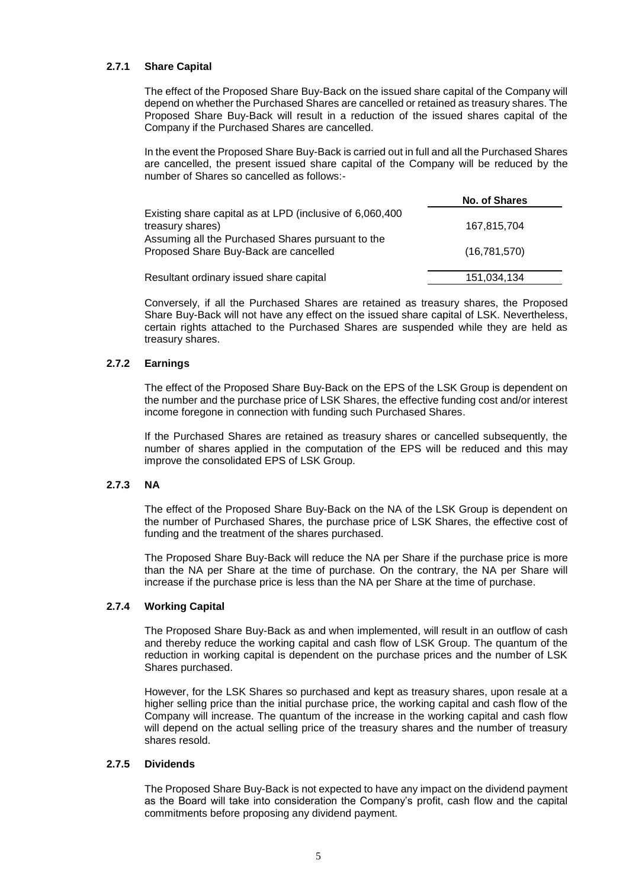### 2.7.1 Share Capital

The effect of the Proposed Share Buy-Back on the issued share capital of the Company will depend on whether the Purchased Shares are cancelled or retained as treasury shares. The Proposed Share Buy-Back will result in a reduction of the issued shares capital of the Company if the Purchased Shares are cancelled.

In the event the Proposed Share Buy-Back is carried out in full and all the Purchased Shares are cancelled, the present issued share capital of the Company will be reduced by the number of Shares so cancelled as follows:-

| | No. of Shares |
|---|---|
| Existing share capital as at LPD (inclusive of 6,060,400 treasury shares) | 167,815,704 |
| Assuming all the Purchased Shares pursuant to the Proposed Share Buy-Back are cancelled | (16,781,570) |
| Resultant ordinary issued share capital | 151,034,134 |

Conversely, if all the Purchased Shares are retained as treasury shares, the Proposed Share Buy-Back will not have any effect on the issued share capital of LSK. Nevertheless, certain rights attached to the Purchased Shares are suspended while they are held as treasury shares.

### 2.7.2 Earnings

The effect of the Proposed Share Buy-Back on the EPS of the LSK Group is dependent on the number and the purchase price of LSK Shares, the effective funding cost and/or interest income foregone in connection with funding such Purchased Shares.

If the Purchased Shares are retained as treasury shares or cancelled subsequently, the number of shares applied in the computation of the EPS will be reduced and this may improve the consolidated EPS of LSK Group.

### 2.7.3 NA

The effect of the Proposed Share Buy-Back on the NA of the LSK Group is dependent on the number of Purchased Shares, the purchase price of LSK Shares, the effective cost of funding and the treatment of the shares purchased.

The Proposed Share Buy-Back will reduce the NA per Share if the purchase price is more than the NA per Share at the time of purchase. On the contrary, the NA per Share will increase if the purchase price is less than the NA per Share at the time of purchase.

### 2.7.4 Working Capital

The Proposed Share Buy-Back as and when implemented, will result in an outflow of cash and thereby reduce the working capital and cash flow of LSK Group. The quantum of the reduction in working capital is dependent on the purchase prices and the number of LSK Shares purchased.

However, for the LSK Shares so purchased and kept as treasury shares, upon resale at a higher selling price than the initial purchase price, the working capital and cash flow of the Company will increase. The quantum of the increase in the working capital and cash flow will depend on the actual selling price of the treasury shares and the number of treasury shares resold.

### 2.7.5 Dividends

The Proposed Share Buy-Back is not expected to have any impact on the dividend payment as the Board will take into consideration the Company's profit, cash flow and the capital commitments before proposing any dividend payment.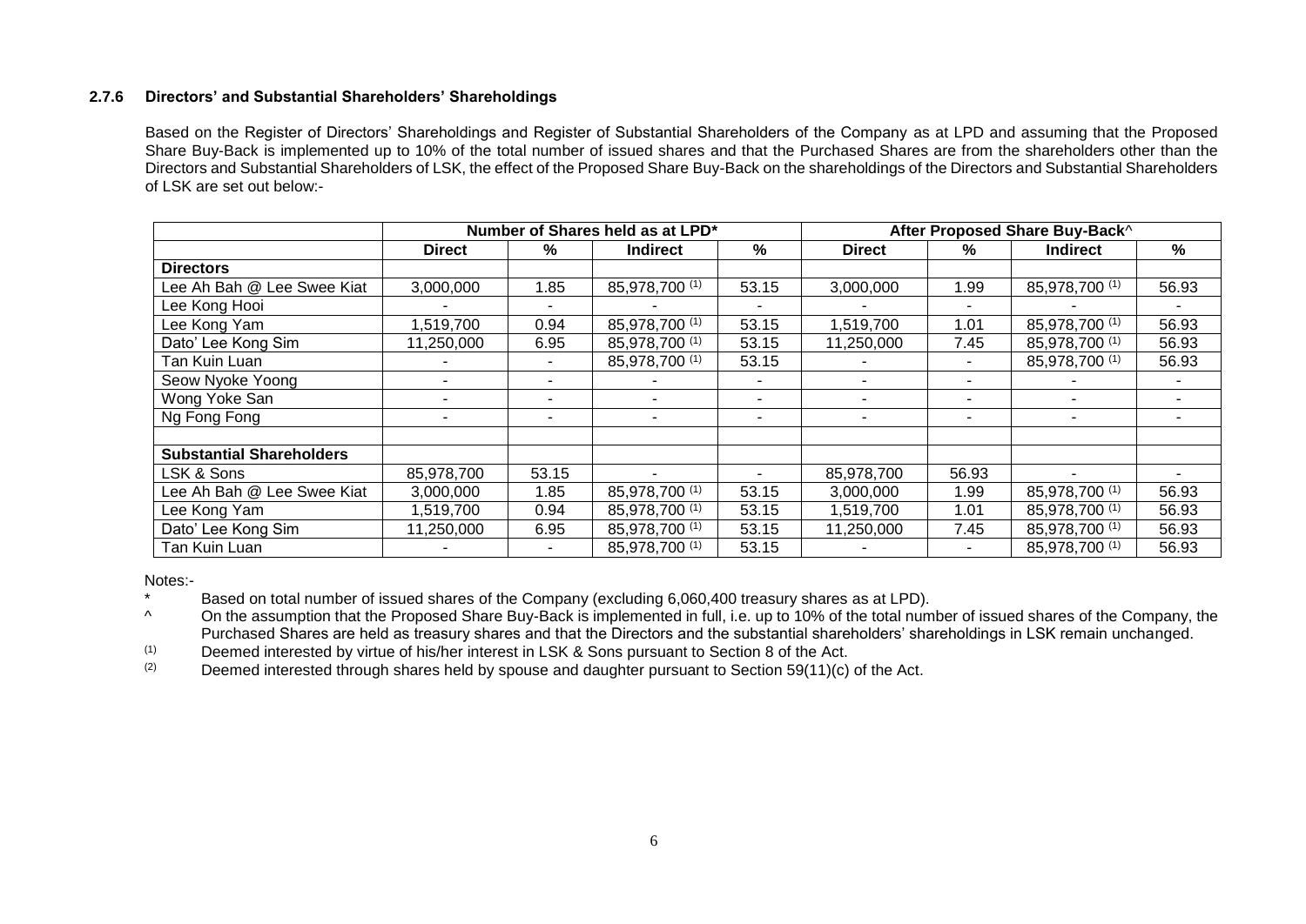### 2.7.6 Directors' and Substantial Shareholders' Shareholdings

Based on the Register of Directors' Shareholdings and Register of Substantial Shareholders of the Company as at LPD and assuming that the Proposed Share Buy-Back is implemented up to 10% of the total number of issued shares and that the Purchased Shares are from the shareholders other than the Directors and Substantial Shareholders of LSK, the effect of the Proposed Share Buy-Back on the shareholdings of the Directors and Substantial Shareholders of LSK are set out below:-

| | Number of Shares held as at LPD* | | | | After Proposed Share Buy-Back^ | | | |
|---|---|---|---|---|---|---|---|---|
| | **Direct** | **%** | **Indirect** | **%** | **Direct** | **%** | **Indirect** | **%** |
| **Directors** | | | | | | | | |
| Lee Ah Bah @ Lee Swee Kiat | 3,000,000 | 1.85 | 85,978,700 [(1)] | 53.15 | 3,000,000 | 1.99 | 85,978,700 [(1)] | 56.93 |
| Lee Kong Hooi | - | - | - | - | - | - | - | - |
| Lee Kong Yam | 1,519,700 | 0.94 | 85,978,700 [(1)] | 53.15 | 1,519,700 | 1.01 | 85,978,700 [(1)] | 56.93 |
| Dato' Lee Kong Sim | 11,250,000 | 6.95 | 85,978,700 [(1)] | 53.15 | 11,250,000 | 7.45 | 85,978,700 [(1)] | 56.93 |
| Tan Kuin Luan | - | - | 85,978,700 [(1)] | 53.15 | - | - | 85,978,700 [(1)] | 56.93 |
| Seow Nyoke Yoong | - | - | - | - | - | - | - | - |
| Wong Yoke San | - | - | - | - | - | - | - | - |
| Ng Fong Fong | - | - | - | - | - | - | - | - |
| | | | | | | | | |
| **Substantial Shareholders** | | | | | | | | |
| LSK & Sons | 85,978,700 | 53.15 | - | - | 85,978,700 | 56.93 | - | - |
| Lee Ah Bah @ Lee Swee Kiat | 3,000,000 | 1.85 | 85,978,700 [(1)] | 53.15 | 3,000,000 | 1.99 | 85,978,700 [(1)] | 56.93 |
| Lee Kong Yam | 1,519,700 | 0.94 | 85,978,700 [(1)] | 53.15 | 1,519,700 | 1.01 | 85,978,700 [(1)] | 56.93 |
| Dato' Lee Kong Sim | 11,250,000 | 6.95 | 85,978,700 [(1)] | 53.15 | 11,250,000 | 7.45 | 85,978,700 [(1)] | 56.93 |
| Tan Kuin Luan | - | - | 85,978,700 [(1)] | 53.15 | - | - | 85,978,700 [(1)] | 56.93 |

Notes:-

* Based on total number of issued shares of the Company (excluding 6,060,400 treasury shares as at LPD).

^ On the assumption that the Proposed Share Buy-Back is implemented in full, i.e. up to 10% of the total number of issued shares of the Company, the Purchased Shares are held as treasury shares and that the Directors and the substantial shareholders' shareholdings in LSK remain unchanged.

(1) Deemed interested by virtue of his/her interest in LSK & Sons pursuant to Section 8 of the Act.

(2) Deemed interested through shares held by spouse and daughter pursuant to Section 59(11)(c) of the Act.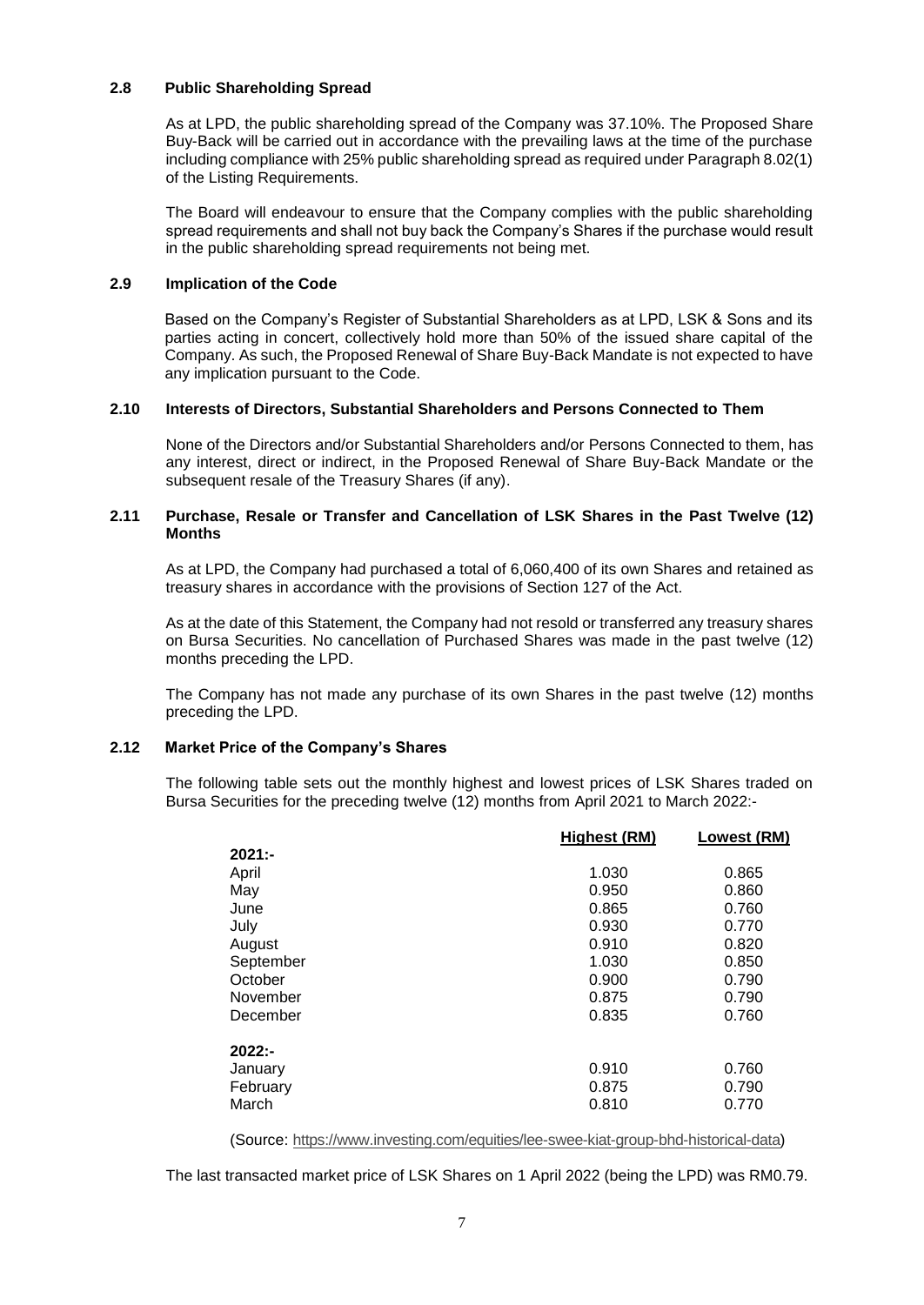### 2.8 Public Shareholding Spread

As at LPD, the public shareholding spread of the Company was 37.10%. The Proposed Share Buy-Back will be carried out in accordance with the prevailing laws at the time of the purchase including compliance with 25% public shareholding spread as required under Paragraph 8.02(1) of the Listing Requirements.

The Board will endeavour to ensure that the Company complies with the public shareholding spread requirements and shall not buy back the Company's Shares if the purchase would result in the public shareholding spread requirements not being met.

### 2.9 Implication of the Code

Based on the Company's Register of Substantial Shareholders as at LPD, LSK & Sons and its parties acting in concert, collectively hold more than 50% of the issued share capital of the Company. As such, the Proposed Renewal of Share Buy-Back Mandate is not expected to have any implication pursuant to the Code.

### 2.10 Interests of Directors, Substantial Shareholders and Persons Connected to Them

None of the Directors and/or Substantial Shareholders and/or Persons Connected to them, has any interest, direct or indirect, in the Proposed Renewal of Share Buy-Back Mandate or the subsequent resale of the Treasury Shares (if any).

### 2.11 Purchase, Resale or Transfer and Cancellation of LSK Shares in the Past Twelve (12) Months

As at LPD, the Company had purchased a total of 6,060,400 of its own Shares and retained as treasury shares in accordance with the provisions of Section 127 of the Act.

As at the date of this Statement, the Company had not resold or transferred any treasury shares on Bursa Securities. No cancellation of Purchased Shares was made in the past twelve (12) months preceding the LPD.

The Company has not made any purchase of its own Shares in the past twelve (12) months preceding the LPD.

### 2.12 Market Price of the Company's Shares

The following table sets out the monthly highest and lowest prices of LSK Shares traded on Bursa Securities for the preceding twelve (12) months from April 2021 to March 2022:-

| | Highest (RM) | Lowest (RM) |
|---|---|---|
| **2021:-** | | |
| April | 1.030 | 0.865 |
| May | 0.950 | 0.860 |
| June | 0.865 | 0.760 |
| July | 0.930 | 0.770 |
| August | 0.910 | 0.820 |
| September | 1.030 | 0.850 |
| October | 0.900 | 0.790 |
| November | 0.875 | 0.790 |
| December | 0.835 | 0.760 |
| **2022:-** | | |
| January | 0.910 | 0.760 |
| February | 0.875 | 0.790 |
| March | 0.810 | 0.770 |

(Source: https://www.investing.com/equities/lee-swee-kiat-group-bhd-historical-data)

The last transacted market price of LSK Shares on 1 April 2022 (being the LPD) was RM0.79.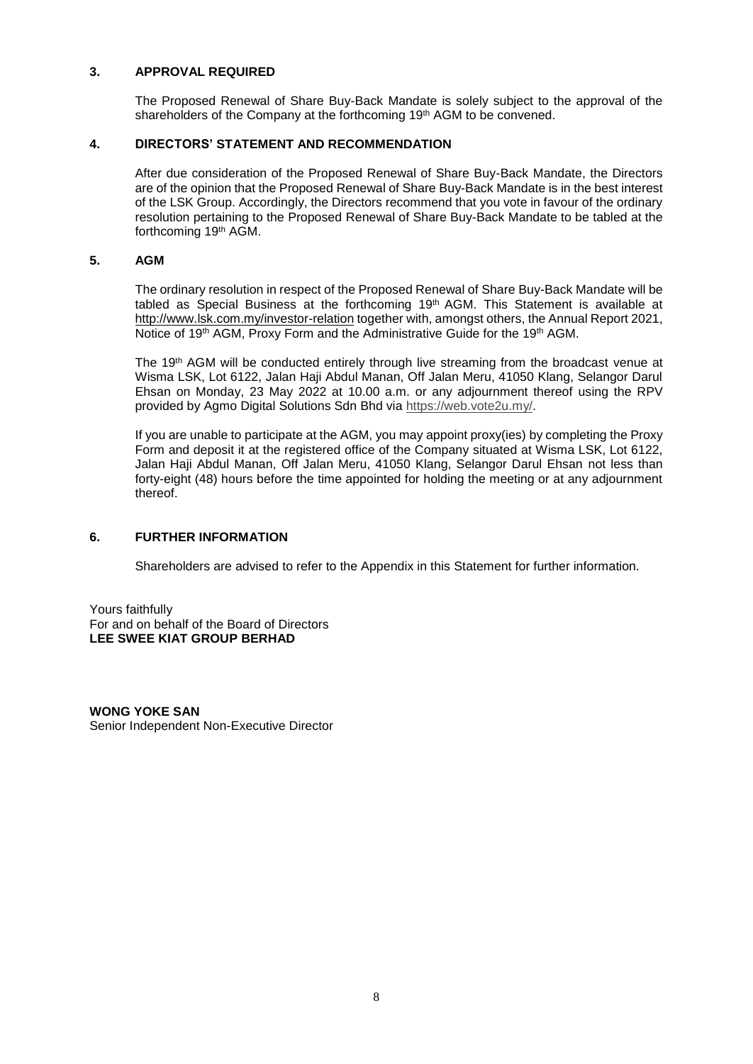## 3. APPROVAL REQUIRED

The Proposed Renewal of Share Buy-Back Mandate is solely subject to the approval of the shareholders of the Company at the forthcoming 19th AGM to be convened.

## 4. DIRECTORS' STATEMENT AND RECOMMENDATION

After due consideration of the Proposed Renewal of Share Buy-Back Mandate, the Directors are of the opinion that the Proposed Renewal of Share Buy-Back Mandate is in the best interest of the LSK Group. Accordingly, the Directors recommend that you vote in favour of the ordinary resolution pertaining to the Proposed Renewal of Share Buy-Back Mandate to be tabled at the forthcoming 19th AGM.

## 5. AGM

The ordinary resolution in respect of the Proposed Renewal of Share Buy-Back Mandate will be tabled as Special Business at the forthcoming 19th AGM. This Statement is available at http://www.lsk.com.my/investor-relation together with, amongst others, the Annual Report 2021, Notice of 19th AGM, Proxy Form and the Administrative Guide for the 19th AGM.

The 19th AGM will be conducted entirely through live streaming from the broadcast venue at Wisma LSK, Lot 6122, Jalan Haji Abdul Manan, Off Jalan Meru, 41050 Klang, Selangor Darul Ehsan on Monday, 23 May 2022 at 10.00 a.m. or any adjournment thereof using the RPV provided by Agmo Digital Solutions Sdn Bhd via https://web.vote2u.my/.

If you are unable to participate at the AGM, you may appoint proxy(ies) by completing the Proxy Form and deposit it at the registered office of the Company situated at Wisma LSK, Lot 6122, Jalan Haji Abdul Manan, Off Jalan Meru, 41050 Klang, Selangor Darul Ehsan not less than forty-eight (48) hours before the time appointed for holding the meeting or at any adjournment thereof.

## 6. FURTHER INFORMATION

Shareholders are advised to refer to the Appendix in this Statement for further information.

Yours faithfully
For and on behalf of the Board of Directors
**LEE SWEE KIAT GROUP BERHAD**

**WONG YOKE SAN**
Senior Independent Non-Executive Director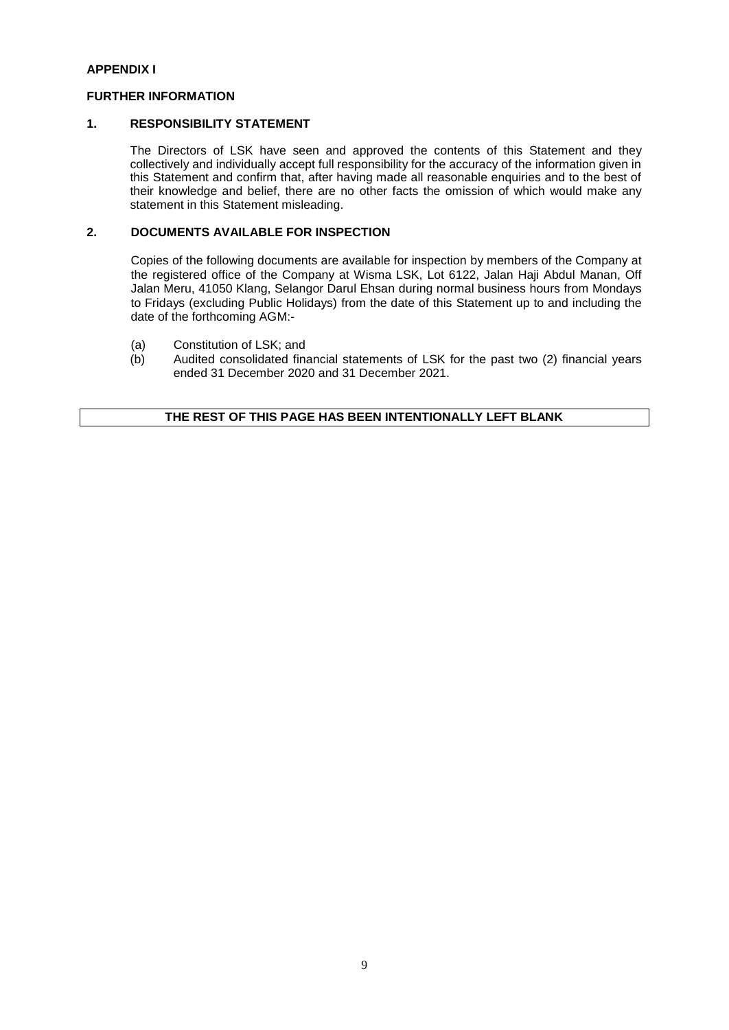**APPENDIX I**

**FURTHER INFORMATION**

**1. RESPONSIBILITY STATEMENT**

The Directors of LSK have seen and approved the contents of this Statement and they collectively and individually accept full responsibility for the accuracy of the information given in this Statement and confirm that, after having made all reasonable enquiries and to the best of their knowledge and belief, there are no other facts the omission of which would make any statement in this Statement misleading.

**2. DOCUMENTS AVAILABLE FOR INSPECTION**

Copies of the following documents are available for inspection by members of the Company at the registered office of the Company at Wisma LSK, Lot 6122, Jalan Haji Abdul Manan, Off Jalan Meru, 41050 Klang, Selangor Darul Ehsan during normal business hours from Mondays to Fridays (excluding Public Holidays) from the date of this Statement up to and including the date of the forthcoming AGM:-

(a) Constitution of LSK; and

(b) Audited consolidated financial statements of LSK for the past two (2) financial years ended 31 December 2020 and 31 December 2021.

**THE REST OF THIS PAGE HAS BEEN INTENTIONALLY LEFT BLANK**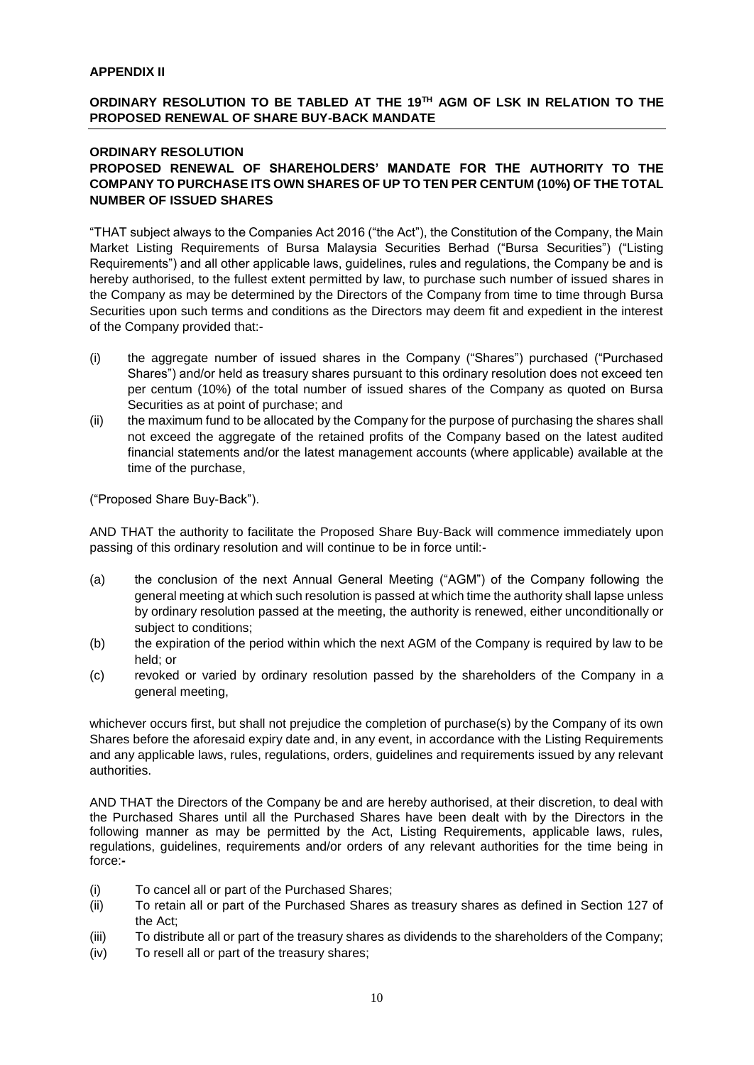**APPENDIX II**

## ORDINARY RESOLUTION TO BE TABLED AT THE 19TH AGM OF LSK IN RELATION TO THE PROPOSED RENEWAL OF SHARE BUY-BACK MANDATE

**ORDINARY RESOLUTION**

**PROPOSED RENEWAL OF SHAREHOLDERS' MANDATE FOR THE AUTHORITY TO THE COMPANY TO PURCHASE ITS OWN SHARES OF UP TO TEN PER CENTUM (10%) OF THE TOTAL NUMBER OF ISSUED SHARES**

"THAT subject always to the Companies Act 2016 ("the Act"), the Constitution of the Company, the Main Market Listing Requirements of Bursa Malaysia Securities Berhad ("Bursa Securities") ("Listing Requirements") and all other applicable laws, guidelines, rules and regulations, the Company be and is hereby authorised, to the fullest extent permitted by law, to purchase such number of issued shares in the Company as may be determined by the Directors of the Company from time to time through Bursa Securities upon such terms and conditions as the Directors may deem fit and expedient in the interest of the Company provided that:-

(i) the aggregate number of issued shares in the Company ("Shares") purchased ("Purchased Shares") and/or held as treasury shares pursuant to this ordinary resolution does not exceed ten per centum (10%) of the total number of issued shares of the Company as quoted on Bursa Securities as at point of purchase; and

(ii) the maximum fund to be allocated by the Company for the purpose of purchasing the shares shall not exceed the aggregate of the retained profits of the Company based on the latest audited financial statements and/or the latest management accounts (where applicable) available at the time of the purchase,

("Proposed Share Buy-Back").

AND THAT the authority to facilitate the Proposed Share Buy-Back will commence immediately upon passing of this ordinary resolution and will continue to be in force until:-

(a) the conclusion of the next Annual General Meeting ("AGM") of the Company following the general meeting at which such resolution is passed at which time the authority shall lapse unless by ordinary resolution passed at the meeting, the authority is renewed, either unconditionally or subject to conditions;

(b) the expiration of the period within which the next AGM of the Company is required by law to be held; or

(c) revoked or varied by ordinary resolution passed by the shareholders of the Company in a general meeting,

whichever occurs first, but shall not prejudice the completion of purchase(s) by the Company of its own Shares before the aforesaid expiry date and, in any event, in accordance with the Listing Requirements and any applicable laws, rules, regulations, orders, guidelines and requirements issued by any relevant authorities.

AND THAT the Directors of the Company be and are hereby authorised, at their discretion, to deal with the Purchased Shares until all the Purchased Shares have been dealt with by the Directors in the following manner as may be permitted by the Act, Listing Requirements, applicable laws, rules, regulations, guidelines, requirements and/or orders of any relevant authorities for the time being in force:-

(i) To cancel all or part of the Purchased Shares;

(ii) To retain all or part of the Purchased Shares as treasury shares as defined in Section 127 of the Act;

(iii) To distribute all or part of the treasury shares as dividends to the shareholders of the Company;

(iv) To resell all or part of the treasury shares;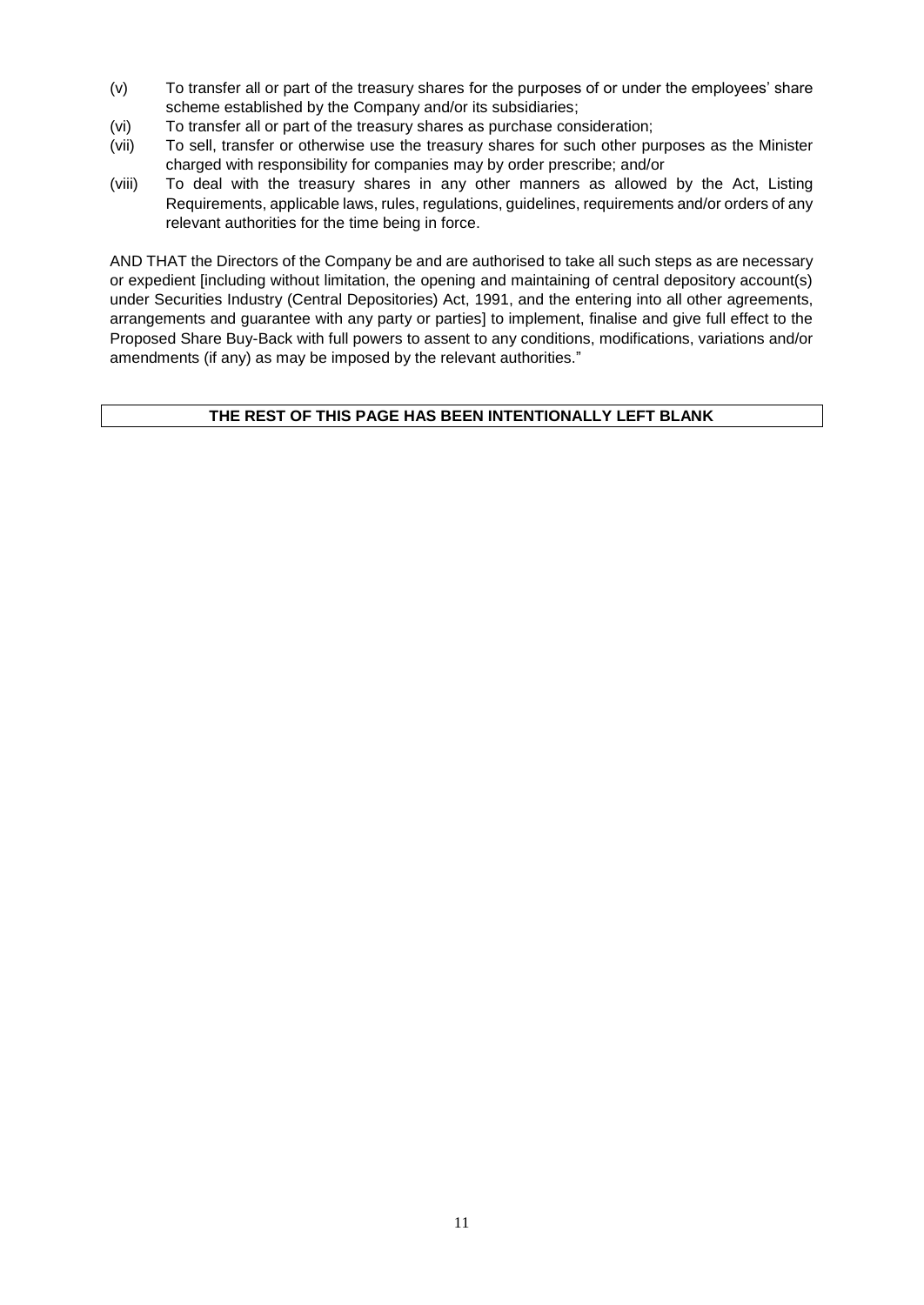(v) To transfer all or part of the treasury shares for the purposes of or under the employees' share scheme established by the Company and/or its subsidiaries;

(vi) To transfer all or part of the treasury shares as purchase consideration;

(vii) To sell, transfer or otherwise use the treasury shares for such other purposes as the Minister charged with responsibility for companies may by order prescribe; and/or

(viii) To deal with the treasury shares in any other manners as allowed by the Act, Listing Requirements, applicable laws, rules, regulations, guidelines, requirements and/or orders of any relevant authorities for the time being in force.

AND THAT the Directors of the Company be and are authorised to take all such steps as are necessary or expedient [including without limitation, the opening and maintaining of central depository account(s) under Securities Industry (Central Depositories) Act, 1991, and the entering into all other agreements, arrangements and guarantee with any party or parties] to implement, finalise and give full effect to the Proposed Share Buy-Back with full powers to assent to any conditions, modifications, variations and/or amendments (if any) as may be imposed by the relevant authorities."

**THE REST OF THIS PAGE HAS BEEN INTENTIONALLY LEFT BLANK**